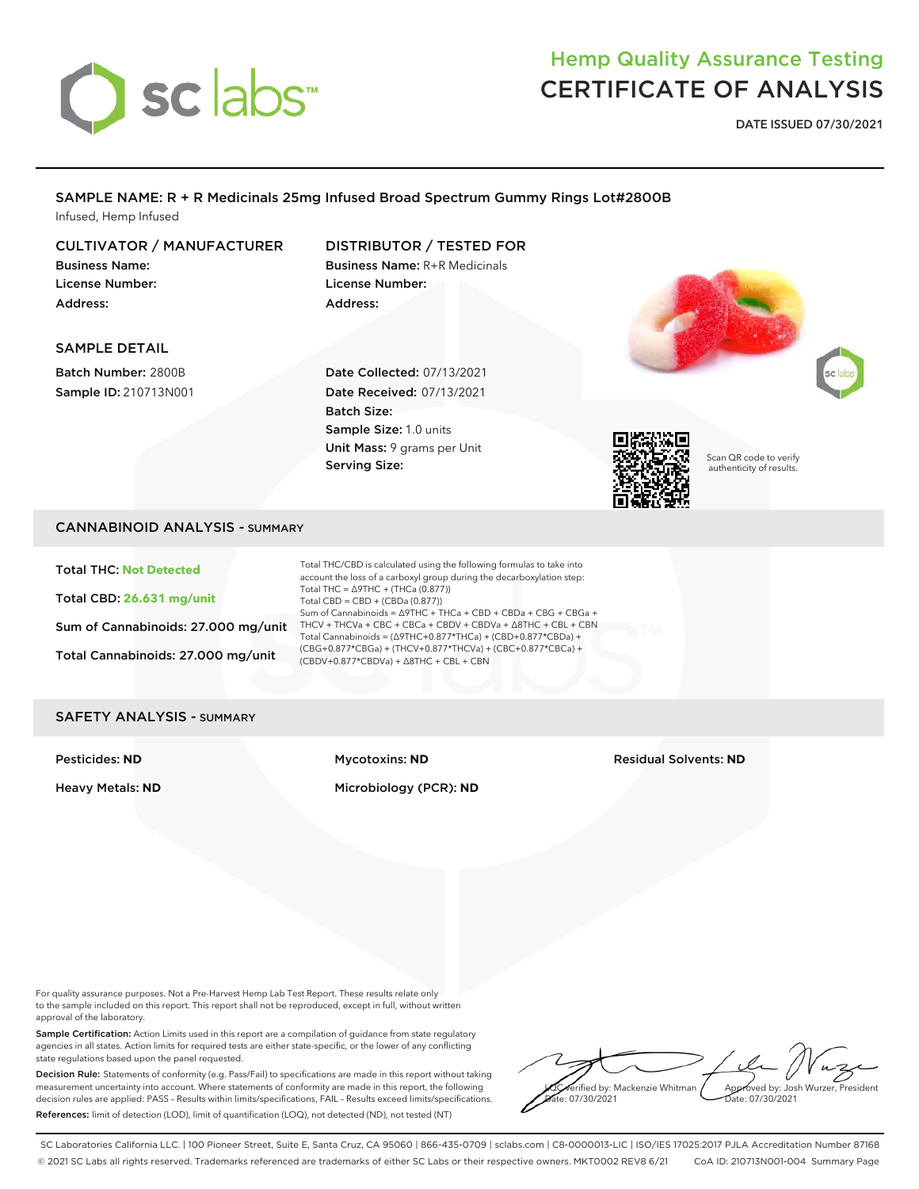sc labs™

# Hemp Quality Assurance Testing
# CERTIFICATE OF ANALYSIS

**DATE ISSUED 07/30/2021**

## SAMPLE NAME: R + R Medicinals 25mg Infused Broad Spectrum Gummy Rings Lot#2800B

Infused, Hemp Infused

### CULTIVATOR / MANUFACTURER

**Business Name:**
**License Number:**
**Address:**

### DISTRIBUTOR / TESTED FOR

**Business Name:** R+R Medicinals
**License Number:**
**Address:**

### SAMPLE DETAIL

**Batch Number:** 2800B
**Sample ID:** 210713N001

**Date Collected:** 07/13/2021
**Date Received:** 07/13/2021
**Batch Size:**
**Sample Size:** 1.0 units
**Unit Mass:** 9 grams per Unit
**Serving Size:**

Scan QR code to verify authenticity of results.

## CANNABINOID ANALYSIS - SUMMARY

**Total THC: Not Detected**

**Total CBD: 26.631 mg/unit**

**Sum of Cannabinoids: 27.000 mg/unit**

**Total Cannabinoids: 27.000 mg/unit**

Total THC/CBD is calculated using the following formulas to take into account the loss of a carboxyl group during the decarboxylation step:
Total THC = Δ9THC + (THCa (0.877))
Total CBD = CBD + (CBDa (0.877))
Sum of Cannabinoids = Δ9THC + THCa + CBD + CBDa + CBG + CBGa + THCV + THCVa + CBC + CBCa + CBDV + CBDVa + Δ8THC + CBL + CBN
Total Cannabinoids = (Δ9THC+0.877*THCa) + (CBD+0.877*CBDa) + (CBG+0.877*CBGa) + (THCV+0.877*THCVa) + (CBC+0.877*CBCa) + (CBDV+0.877*CBDVa) + Δ8THC + CBL + CBN

## SAFETY ANALYSIS - SUMMARY

**Pesticides: ND**

**Heavy Metals: ND**

**Mycotoxins: ND**

**Microbiology (PCR): ND**

**Residual Solvents: ND**

For quality assurance purposes. Not a Pre-Harvest Hemp Lab Test Report. These results relate only to the sample included on this report. This report shall not be reproduced, except in full, without written approval of the laboratory.

**Sample Certification:** Action Limits used in this report are a compilation of guidance from state regulatory agencies in all states. Action limits for required tests are either state-specific, or the lower of any conflicting state regulations based upon the panel requested.

**Decision Rule:** Statements of conformity (e.g. Pass/Fail) to specifications are made in this report without taking measurement uncertainty into account. Where statements of conformity are made in this report, the following decision rules are applied: PASS – Results within limits/specifications, FAIL – Results exceed limits/specifications.

**References:** limit of detection (LOD), limit of quantification (LOQ), not detected (ND), not tested (NT)

LQC verified by: Mackenzie Whitman
Date: 07/30/2021

Approved by: Josh Wurzer, President
Date: 07/30/2021

SC Laboratories California LLC. | 100 Pioneer Street, Suite E, Santa Cruz, CA 95060 | 866-435-0709 | sclabs.com | C8-0000013-LIC | ISO/IES 17025:2017 PJLA Accreditation Number 87168

© 2021 SC Labs all rights reserved. Trademarks referenced are trademarks of either SC Labs or their respective owners. MKT0002 REV8 6/21 CoA ID: 210713N001-004 Summary Page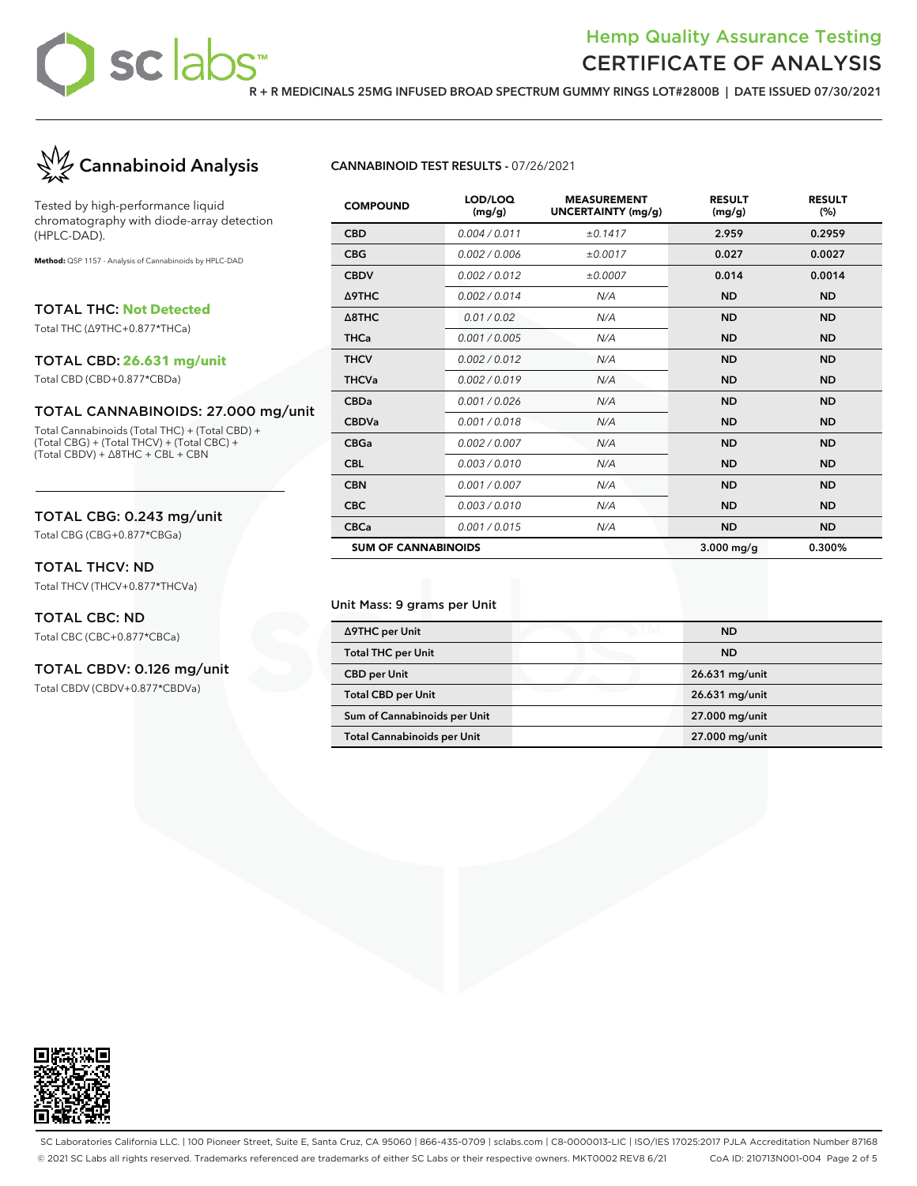# Hemp Quality Assurance Testing
# CERTIFICATE OF ANALYSIS

**R + R MEDICINALS 25MG INFUSED BROAD SPECTRUM GUMMY RINGS LOT#2800B | DATE ISSUED 07/30/2021**

## Cannabinoid Analysis

Tested by high-performance liquid chromatography with diode-array detection (HPLC-DAD).

**Method:** QSP 1157 - Analysis of Cannabinoids by HPLC-DAD

### TOTAL THC: Not Detected

Total THC (Δ9THC+0.877*THCa)

### TOTAL CBD: 26.631 mg/unit

Total CBD (CBD+0.877*CBDa)

### TOTAL CANNABINOIDS: 27.000 mg/unit

Total Cannabinoids (Total THC) + (Total CBD) + (Total CBG) + (Total THCV) + (Total CBC) + (Total CBDV) + Δ8THC + CBL + CBN

### TOTAL CBG: 0.243 mg/unit

Total CBG (CBG+0.877*CBGa)

### TOTAL THCV: ND

Total THCV (THCV+0.877*THCVa)

### TOTAL CBC: ND

Total CBC (CBC+0.877*CBCa)

### TOTAL CBDV: 0.126 mg/unit

Total CBDV (CBDV+0.877*CBDVa)

**CANNABINOID TEST RESULTS** - 07/26/2021

| COMPOUND | LOD/LOQ (mg/g) | MEASUREMENT UNCERTAINTY (mg/g) | RESULT (mg/g) | RESULT (%) |
|---|---|---|---|---|
| CBD | 0.004 / 0.011 | ±0.1417 | 2.959 | 0.2959 |
| CBG | 0.002 / 0.006 | ±0.0017 | 0.027 | 0.0027 |
| CBDV | 0.002 / 0.012 | ±0.0007 | 0.014 | 0.0014 |
| Δ9THC | 0.002 / 0.014 | N/A | ND | ND |
| Δ8THC | 0.01 / 0.02 | N/A | ND | ND |
| THCa | 0.001 / 0.005 | N/A | ND | ND |
| THCV | 0.002 / 0.012 | N/A | ND | ND |
| THCVa | 0.002 / 0.019 | N/A | ND | ND |
| CBDa | 0.001 / 0.026 | N/A | ND | ND |
| CBDVa | 0.001 / 0.018 | N/A | ND | ND |
| CBGa | 0.002 / 0.007 | N/A | ND | ND |
| CBL | 0.003 / 0.010 | N/A | ND | ND |
| CBN | 0.001 / 0.007 | N/A | ND | ND |
| CBC | 0.003 / 0.010 | N/A | ND | ND |
| CBCa | 0.001 / 0.015 | N/A | ND | ND |
| **SUM OF CANNABINOIDS** | | | 3.000 mg/g | 0.300% |

Unit Mass: 9 grams per Unit

| | |
|---|---|
| Δ9THC per Unit | ND |
| Total THC per Unit | ND |
| CBD per Unit | 26.631 mg/unit |
| Total CBD per Unit | 26.631 mg/unit |
| Sum of Cannabinoids per Unit | 27.000 mg/unit |
| Total Cannabinoids per Unit | 27.000 mg/unit |

SC Laboratories California LLC. | 100 Pioneer Street, Suite E, Santa Cruz, CA 95060 | 866-435-0709 | sclabs.com | C8-0000013-LIC | ISO/IES 17025:2017 PJLA Accreditation Number 87168
© 2021 SC Labs all rights reserved. Trademarks referenced are trademarks of either SC Labs or their respective owners. MKT0002 REV8 6/21 CoA ID: 210713N001-004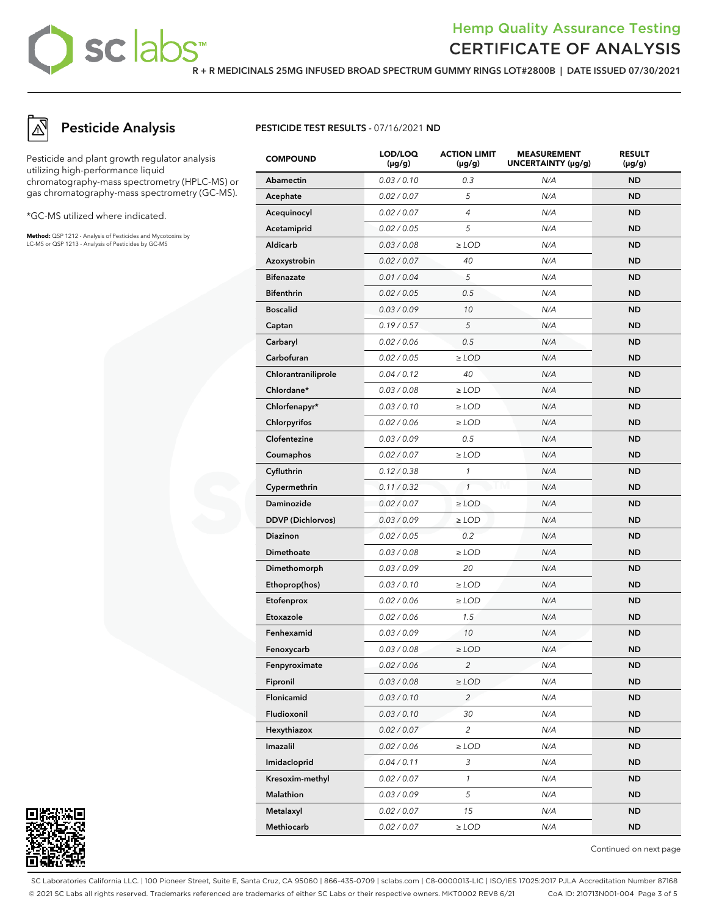# Hemp Quality Assurance Testing
## CERTIFICATE OF ANALYSIS

**R + R MEDICINALS 25MG INFUSED BROAD SPECTRUM GUMMY RINGS LOT#2800B | DATE ISSUED 07/30/2021**

## Pesticide Analysis

Pesticide and plant growth regulator analysis utilizing high-performance liquid chromatography-mass spectrometry (HPLC-MS) or gas chromatography-mass spectrometry (GC-MS).

*GC-MS utilized where indicated.

**Method:** QSP 1212 - Analysis of Pesticides and Mycotoxins by LC-MS or QSP 1213 - Analysis of Pesticides by GC-MS

**PESTICIDE TEST RESULTS -** 07/16/2021 **ND**

| COMPOUND | LOD/LOQ (µg/g) | ACTION LIMIT (µg/g) | MEASUREMENT UNCERTAINTY (µg/g) | RESULT (µg/g) |
|---|---|---|---|---|
| Abamectin | 0.03 / 0.10 | 0.3 | N/A | ND |
| Acephate | 0.02 / 0.07 | 5 | N/A | ND |
| Acequinocyl | 0.02 / 0.07 | 4 | N/A | ND |
| Acetamiprid | 0.02 / 0.05 | 5 | N/A | ND |
| Aldicarb | 0.03 / 0.08 | ≥ LOD | N/A | ND |
| Azoxystrobin | 0.02 / 0.07 | 40 | N/A | ND |
| Bifenazate | 0.01 / 0.04 | 5 | N/A | ND |
| Bifenthrin | 0.02 / 0.05 | 0.5 | N/A | ND |
| Boscalid | 0.03 / 0.09 | 10 | N/A | ND |
| Captan | 0.19 / 0.57 | 5 | N/A | ND |
| Carbaryl | 0.02 / 0.06 | 0.5 | N/A | ND |
| Carbofuran | 0.02 / 0.05 | ≥ LOD | N/A | ND |
| Chlorantraniliprole | 0.04 / 0.12 | 40 | N/A | ND |
| Chlordane* | 0.03 / 0.08 | ≥ LOD | N/A | ND |
| Chlorfenapyr* | 0.03 / 0.10 | ≥ LOD | N/A | ND |
| Chlorpyrifos | 0.02 / 0.06 | ≥ LOD | N/A | ND |
| Clofentezine | 0.03 / 0.09 | 0.5 | N/A | ND |
| Coumaphos | 0.02 / 0.07 | ≥ LOD | N/A | ND |
| Cyfluthrin | 0.12 / 0.38 | 1 | N/A | ND |
| Cypermethrin | 0.11 / 0.32 | 1 | N/A | ND |
| Daminozide | 0.02 / 0.07 | ≥ LOD | N/A | ND |
| DDVP (Dichlorvos) | 0.03 / 0.09 | ≥ LOD | N/A | ND |
| Diazinon | 0.02 / 0.05 | 0.2 | N/A | ND |
| Dimethoate | 0.03 / 0.08 | ≥ LOD | N/A | ND |
| Dimethomorph | 0.03 / 0.09 | 20 | N/A | ND |
| Ethoprop(hos) | 0.03 / 0.10 | ≥ LOD | N/A | ND |
| Etofenprox | 0.02 / 0.06 | ≥ LOD | N/A | ND |
| Etoxazole | 0.02 / 0.06 | 1.5 | N/A | ND |
| Fenhexamid | 0.03 / 0.09 | 10 | N/A | ND |
| Fenoxycarb | 0.03 / 0.08 | ≥ LOD | N/A | ND |
| Fenpyroximate | 0.02 / 0.06 | 2 | N/A | ND |
| Fipronil | 0.03 / 0.08 | ≥ LOD | N/A | ND |
| Flonicamid | 0.03 / 0.10 | 2 | N/A | ND |
| Fludioxonil | 0.03 / 0.10 | 30 | N/A | ND |
| Hexythiazox | 0.02 / 0.07 | 2 | N/A | ND |
| Imazalil | 0.02 / 0.06 | ≥ LOD | N/A | ND |
| Imidacloprid | 0.04 / 0.11 | 3 | N/A | ND |
| Kresoxim-methyl | 0.02 / 0.07 | 1 | N/A | ND |
| Malathion | 0.03 / 0.09 | 5 | N/A | ND |
| Metalaxyl | 0.02 / 0.07 | 15 | N/A | ND |
| Methiocarb | 0.02 / 0.07 | ≥ LOD | N/A | ND |

Continued on next page

SC Laboratories California LLC. | 100 Pioneer Street, Suite E, Santa Cruz, CA 95060 | 866-435-0709 | sclabs.com | C8-0000013-LIC | ISO/IES 17025:2017 PJLA Accreditation Number 87168
© 2021 SC Labs all rights reserved. Trademarks referenced are trademarks of either SC Labs or their respective owners. MKT0002 REV8 6/21 CoA ID: 210713N001-004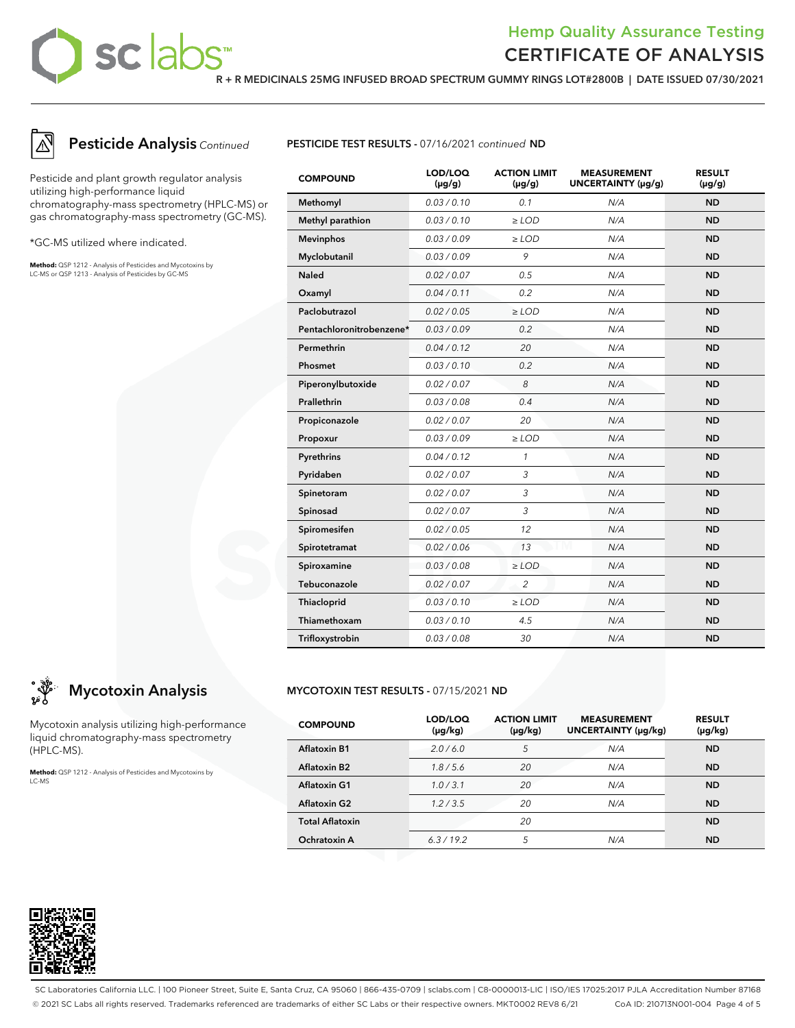# Hemp Quality Assurance Testing
# CERTIFICATE OF ANALYSIS

**R + R MEDICINALS 25MG INFUSED BROAD SPECTRUM GUMMY RINGS LOT#2800B | DATE ISSUED 07/30/2021**

## Pesticide Analysis *Continued*

Pesticide and plant growth regulator analysis utilizing high-performance liquid chromatography-mass spectrometry (HPLC-MS) or gas chromatography-mass spectrometry (GC-MS).

*GC-MS utilized where indicated.

**Method:** QSP 1212 - Analysis of Pesticides and Mycotoxins by LC-MS or QSP 1213 - Analysis of Pesticides by GC-MS

**PESTICIDE TEST RESULTS -** 07/16/2021 *continued* **ND**

| COMPOUND | LOD/LOQ (µg/g) | ACTION LIMIT (µg/g) | MEASUREMENT UNCERTAINTY (µg/g) | RESULT (µg/g) |
|---|---|---|---|---|
| Methomyl | 0.03 / 0.10 | 0.1 | N/A | ND |
| Methyl parathion | 0.03 / 0.10 | ≥ LOD | N/A | ND |
| Mevinphos | 0.03 / 0.09 | ≥ LOD | N/A | ND |
| Myclobutanil | 0.03 / 0.09 | 9 | N/A | ND |
| Naled | 0.02 / 0.07 | 0.5 | N/A | ND |
| Oxamyl | 0.04 / 0.11 | 0.2 | N/A | ND |
| Paclobutrazol | 0.02 / 0.05 | ≥ LOD | N/A | ND |
| Pentachloronitrobenzene* | 0.03 / 0.09 | 0.2 | N/A | ND |
| Permethrin | 0.04 / 0.12 | 20 | N/A | ND |
| Phosmet | 0.03 / 0.10 | 0.2 | N/A | ND |
| Piperonylbutoxide | 0.02 / 0.07 | 8 | N/A | ND |
| Prallethrin | 0.03 / 0.08 | 0.4 | N/A | ND |
| Propiconazole | 0.02 / 0.07 | 20 | N/A | ND |
| Propoxur | 0.03 / 0.09 | ≥ LOD | N/A | ND |
| Pyrethrins | 0.04 / 0.12 | 1 | N/A | ND |
| Pyridaben | 0.02 / 0.07 | 3 | N/A | ND |
| Spinetoram | 0.02 / 0.07 | 3 | N/A | ND |
| Spinosad | 0.02 / 0.07 | 3 | N/A | ND |
| Spiromesifen | 0.02 / 0.05 | 12 | N/A | ND |
| Spirotetramat | 0.02 / 0.06 | 13 | N/A | ND |
| Spiroxamine | 0.03 / 0.08 | ≥ LOD | N/A | ND |
| Tebuconazole | 0.02 / 0.07 | 2 | N/A | ND |
| Thiacloprid | 0.03 / 0.10 | ≥ LOD | N/A | ND |
| Thiamethoxam | 0.03 / 0.10 | 4.5 | N/A | ND |
| Trifloxystrobin | 0.03 / 0.08 | 30 | N/A | ND |

## Mycotoxin Analysis

Mycotoxin analysis utilizing high-performance liquid chromatography-mass spectrometry (HPLC-MS).

**Method:** QSP 1212 - Analysis of Pesticides and Mycotoxins by LC-MS

**MYCOTOXIN TEST RESULTS -** 07/15/2021 **ND**

| COMPOUND | LOD/LOQ (µg/kg) | ACTION LIMIT (µg/kg) | MEASUREMENT UNCERTAINTY (µg/kg) | RESULT (µg/kg) |
|---|---|---|---|---|
| Aflatoxin B1 | 2.0 / 6.0 | 5 | N/A | ND |
| Aflatoxin B2 | 1.8 / 5.6 | 20 | N/A | ND |
| Aflatoxin G1 | 1.0 / 3.1 | 20 | N/A | ND |
| Aflatoxin G2 | 1.2 / 3.5 | 20 | N/A | ND |
| Total Aflatoxin | | 20 | | ND |
| Ochratoxin A | 6.3 / 19.2 | 5 | N/A | ND |

SC Laboratories California LLC. | 100 Pioneer Street, Suite E, Santa Cruz, CA 95060 | 866-435-0709 | sclabs.com | C8-0000013-LIC | ISO/IES 17025:2017 PJLA Accreditation Number 87168
© 2021 SC Labs all rights reserved. Trademarks referenced are trademarks of either SC Labs or their respective owners. MKT0002 REV8 6/21 CoA ID: 210713N001-004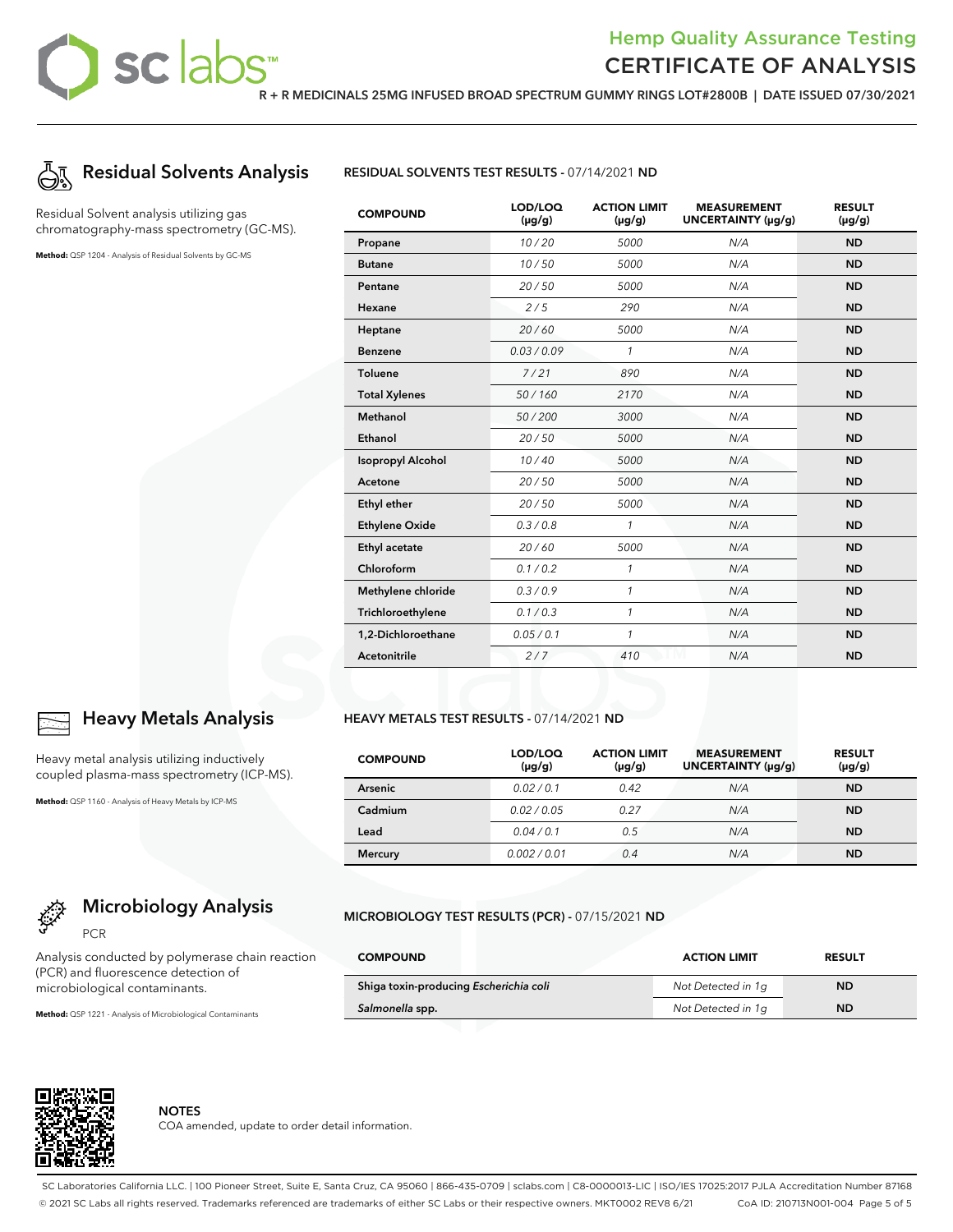# Hemp Quality Assurance Testing
# CERTIFICATE OF ANALYSIS

**R + R MEDICINALS 25MG INFUSED BROAD SPECTRUM GUMMY RINGS LOT#2800B | DATE ISSUED 07/30/2021**

## Residual Solvents Analysis

Residual Solvent analysis utilizing gas chromatography-mass spectrometry (GC-MS).

**Method:** QSP 1204 - Analysis of Residual Solvents by GC-MS

**RESIDUAL SOLVENTS TEST RESULTS** - 07/14/2021 **ND**

| COMPOUND | LOD/LOQ (μg/g) | ACTION LIMIT (μg/g) | MEASUREMENT UNCERTAINTY (μg/g) | RESULT (μg/g) |
|---|---|---|---|---|
| Propane | 10 / 20 | 5000 | N/A | ND |
| Butane | 10 / 50 | 5000 | N/A | ND |
| Pentane | 20 / 50 | 5000 | N/A | ND |
| Hexane | 2 / 5 | 290 | N/A | ND |
| Heptane | 20 / 60 | 5000 | N/A | ND |
| Benzene | 0.03 / 0.09 | 1 | N/A | ND |
| Toluene | 7 / 21 | 890 | N/A | ND |
| Total Xylenes | 50 / 160 | 2170 | N/A | ND |
| Methanol | 50 / 200 | 3000 | N/A | ND |
| Ethanol | 20 / 50 | 5000 | N/A | ND |
| Isopropyl Alcohol | 10 / 40 | 5000 | N/A | ND |
| Acetone | 20 / 50 | 5000 | N/A | ND |
| Ethyl ether | 20 / 50 | 5000 | N/A | ND |
| Ethylene Oxide | 0.3 / 0.8 | 1 | N/A | ND |
| Ethyl acetate | 20 / 60 | 5000 | N/A | ND |
| Chloroform | 0.1 / 0.2 | 1 | N/A | ND |
| Methylene chloride | 0.3 / 0.9 | 1 | N/A | ND |
| Trichloroethylene | 0.1 / 0.3 | 1 | N/A | ND |
| 1,2-Dichloroethane | 0.05 / 0.1 | 1 | N/A | ND |
| Acetonitrile | 2 / 7 | 410 | N/A | ND |

## Heavy Metals Analysis

Heavy metal analysis utilizing inductively coupled plasma-mass spectrometry (ICP-MS).

**Method:** QSP 1160 - Analysis of Heavy Metals by ICP-MS

**HEAVY METALS TEST RESULTS** - 07/14/2021 **ND**

| COMPOUND | LOD/LOQ (μg/g) | ACTION LIMIT (μg/g) | MEASUREMENT UNCERTAINTY (μg/g) | RESULT (μg/g) |
|---|---|---|---|---|
| Arsenic | 0.02 / 0.1 | 0.42 | N/A | ND |
| Cadmium | 0.02 / 0.05 | 0.27 | N/A | ND |
| Lead | 0.04 / 0.1 | 0.5 | N/A | ND |
| Mercury | 0.002 / 0.01 | 0.4 | N/A | ND |

## Microbiology Analysis

PCR

Analysis conducted by polymerase chain reaction (PCR) and fluorescence detection of microbiological contaminants.

**Method:** QSP 1221 - Analysis of Microbiological Contaminants

**MICROBIOLOGY TEST RESULTS (PCR)** - 07/15/2021 **ND**

| COMPOUND | ACTION LIMIT | RESULT |
|---|---|---|
| Shiga toxin-producing *Escherichia coli* | Not Detected in 1g | ND |
| *Salmonella* spp. | Not Detected in 1g | ND |

**NOTES**

COA amended, update to order detail information.

SC Laboratories California LLC. | 100 Pioneer Street, Suite E, Santa Cruz, CA 95060 | 866-435-0709 | sclabs.com | C8-0000013-LIC | ISO/IES 17025:2017 PJLA Accreditation Number 87168
© 2021 SC Labs all rights reserved. Trademarks referenced are trademarks of either SC Labs or their respective owners. MKT0002 REV8 6/21 CoA ID: 210713N001-004